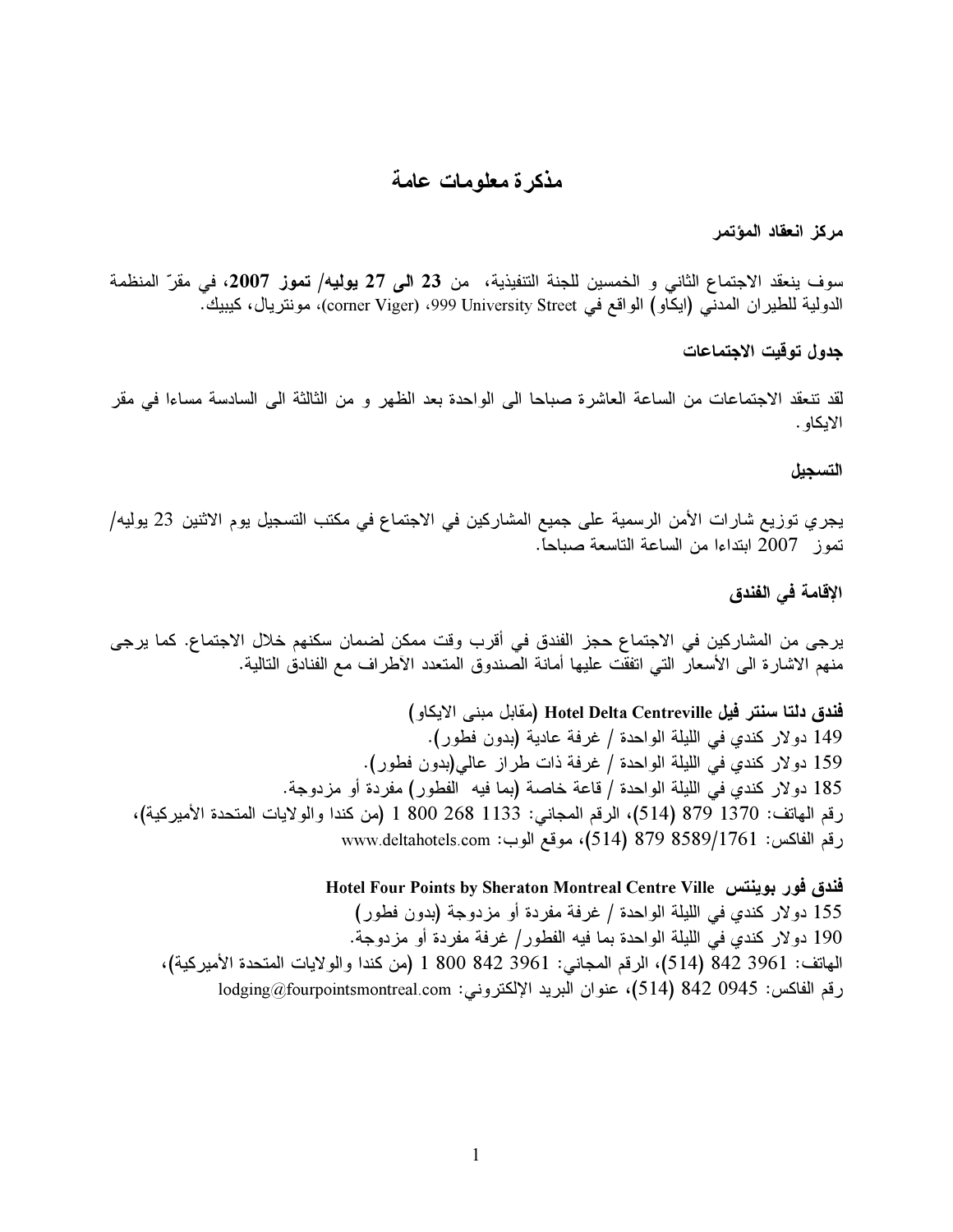# مذكرة معلومات عامة

### مركز انعقاد المؤتمر

سوف ينعقد الاجتماع الثاني و الخمسين للجنة التنفيذية، من **23 الى 27 يوليه/ تموز 2007**، في مقرّ المنظمة الدولية للطيران المدني (ايكاو) الواقع في 999 University Street، (corner Viger)، مونتريال، كيبيك.

### جدول توقيت الاجتماعات

لقد تنعقد الاجتماعات من الساعة العاشرة صباحا الى الواحدة بعد الظهر و من الثالثة الى السادسة مساءا في مقر الايكاو.

### التسجيل

يجري توزيع شارات الأمن الرسمية على جميع المشاركين في الاجتماع في مكتب التسجيل يوم الاثنين 23 يوليه/ تموز 2007 ابتداءا من الساعة التاسعة صباحاً.

### الإقامة في الفندق

يرجى من المشاركين في الاجتماع حجز الفندق في أقرب وقت ممكن لضمان سكنهم خلال الاجتماع. كما يرجى منهم الاشارة الى الأسعار التي اتفقت عليها أمانة الصندوق المتعدد الاطراف مع الفنادق التالية.

**فندق دلتا سنتر فيل Hotel Delta Centreville** (مقابل مبنى الايكاو)
149 دولار كندي في الليلة الواحدة / غرفة عادية (بدون فطور).
159 دولار كندي في الليلة الواحدة / غرفة ذات طراز عالي(بدون فطور).
185 دولار كندي في الليلة الواحدة / قاعة خاصة (بما فيه الفطور) مفردة أو مزدوجة.
رقم الهاتف: 1370 879 (514)، الرقم المجاني: 1133 268 800 1 (من كندا والولايات المتحدة الأميركية)،
رقم الفاكس: 8589/1761 879 (514)، موقع الوب: www.deltahotels.com

**فندق فور بوينتس Hotel Four Points by Sheraton Montreal Centre Ville**
155 دولار كندي في الليلة الواحدة / غرفة مفردة أو مزدوجة (بدون فطور)
190 دولار كندي في الليلة الواحدة بما فيه الفطور/ غرفة مفردة أو مزدوجة.
الهاتف: 3961 842 (514)، الرقم المجاني: 3961 842 800 1 (من كندا والولايات المتحدة الأميركية)،
رقم الفاكس: 0945 842 (514)، عنوان البريد الإلكتروني: lodging@fourpointsmontreal.com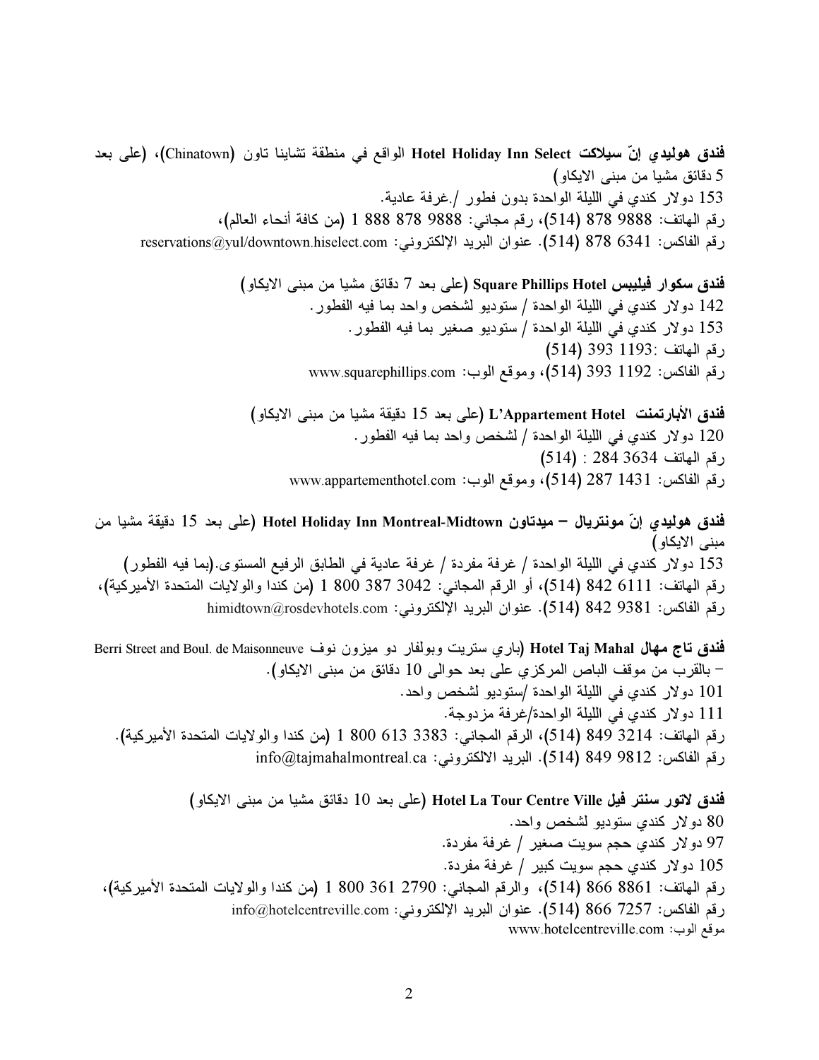**فندق هوليدي إنّ سيلاكت Hotel Holiday Inn Select** الواقع في منطقة تشاينا تاون (Chinatown)، (على بعد 5 دقائق مشيا من مبنى الايكاو)
153 دولار كندي في الليلة الواحدة بدون فطور /.غرفة عادية.
رقم الهاتف: 9888 878 (514)، رقم مجاني: 9888 878 888 1 (من كافة أنحاء العالم)،
رقم الفاكس: 6341 878 (514). عنوان البريد الإلكتروني: reservations@yul/downtown.hiselect.com

**فندق سكوار فيليبس Square Phillips Hotel** (على بعد 7 دقائق مشيا من مبنى الايكاو)
142 دولار كندي في الليلة الواحدة / ستوديو لشخص واحد بما فيه الفطور.
153 دولار كندي في الليلة الواحدة / ستوديو صغير بما فيه الفطور.
رقم الهاتف :1193 393 (514)
رقم الفاكس: 1192 393 (514)، وموقع الوب: www.squarephillips.com

**فندق الأبارتمنت L'Appartement Hotel** (على بعد 15 دقيقة مشيا من مبنى الايكاو)
120 دولار كندي في الليلة الواحدة / لشخص واحد بما فيه الفطور.
رقم الهاتف 3634 284 : (514)
رقم الفاكس: 1431 287 (514)، وموقع الوب: www.appartementhotel.com

**فندق هوليدي إنّ مونتريال – ميدتاون Hotel Holiday Inn Montreal-Midtown** (على بعد 15 دقيقة مشيا من مبنى الايكاو)
153 دولار كندي في الليلة الواحدة / غرفة مفردة / غرفة عادية في الطابق الرفيع المستوى.(بما فيه الفطور)
رقم الهاتف: 6111 842 (514)، أو الرقم المجاني: 3042 387 800 1 (من كندا والولايات المتحدة الأميركية)،
رقم الفاكس: 9381 842 (514). عنوان البريد الإلكتروني: himidtown@rosdevhotels.com

**فندق تاج مهال Hotel Taj Mahal** (باري ستريت وبولفار دو ميزون نوف Berri Street and Boul. de Maisonneuve – بالقرب من موقف الباص المركزي على بعد حوالى 10 دقائق من مبنى الايكاو).
101 دولار كندي في الليلة الواحدة /ستوديو لشخص واحد.
111 دولار كندي في الليلة الواحدة/غرفة مزدوجة.
رقم الهاتف: 3214 849 (514)، الرقم المجاني: 3383 613 800 1 (من كندا والولايات المتحدة الأميركية).
رقم الفاكس: 9812 849 (514). البريد الالكتروني: info@tajmahalmontreal.ca

**فندق لاتور سنتر فيل Hotel La Tour Centre Ville** (على بعد 10 دقائق مشيا من مبنى الايكاو)
80 دولار كندي ستوديو لشخص واحد.
97 دولار كندي حجم سويت صغير / غرفة مفردة.
105 دولار كندي حجم سويت كبير / غرفة مفردة.
رقم الهاتف: 8861 866 (514)، والرقم المجاني: 2790 361 800 1 (من كندا والولايات المتحدة الأميركية)،
رقم الفاكس: 7257 866 (514). عنوان البريد الإلكتروني: info@hotelcentreville.com
موقع الوب: www.hotelcentreville.com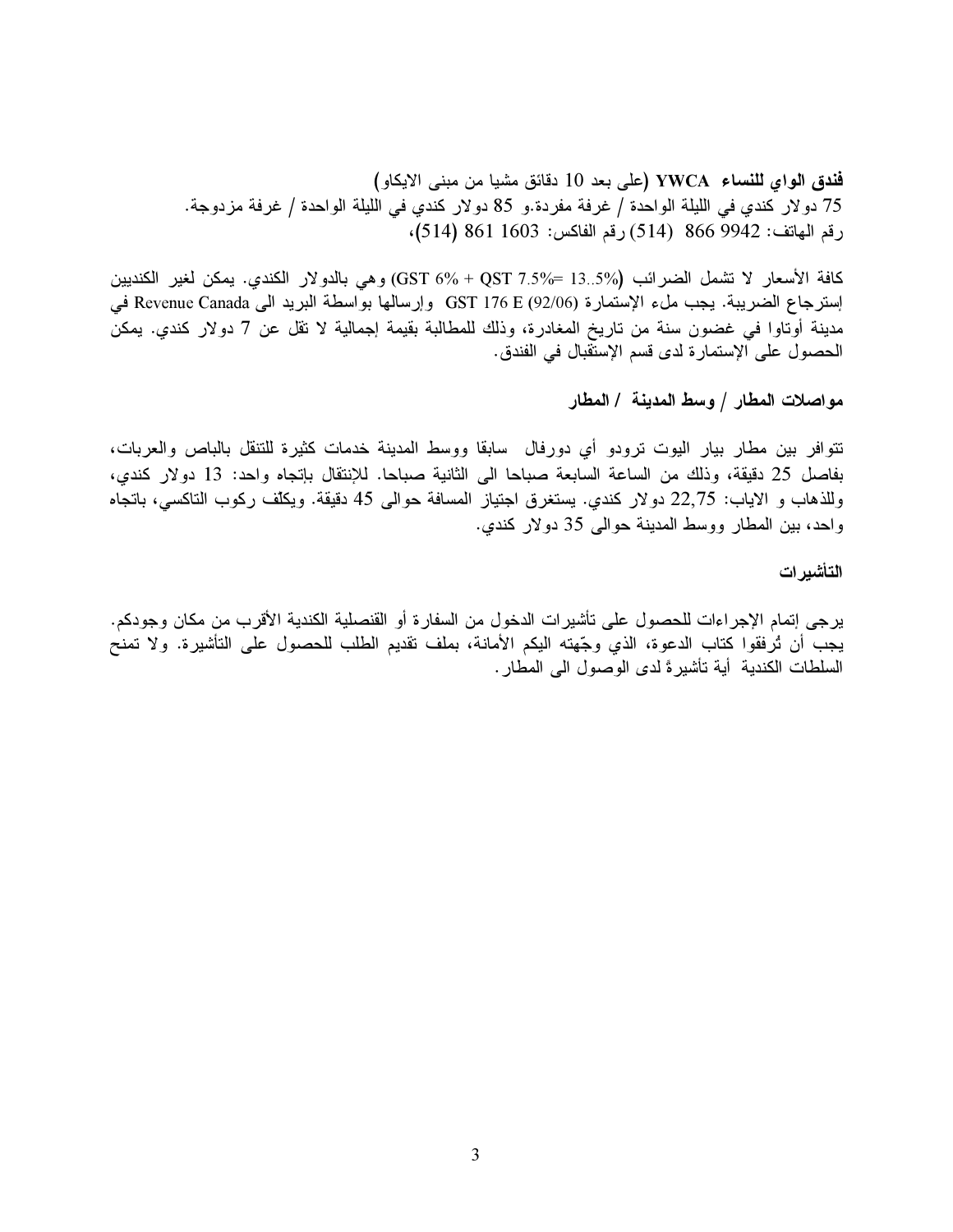**فندق الواي للنساء YWCA** (على بعد 10 دقائق مشيا من مبنى الايكاو)
75 دولار كندي في الليلة الواحدة / غرفة مفردة.و 85 دولار كندي في الليلة الواحدة / غرفة مزدوجة.
رقم الهاتف: 9942 866 (514) رقم الفاكس: 1603 861 (514)،

كافة الأسعار لا تشمل الضرائب (GST 6% + QST 7.5%= 13..5%) وهي بالدولار الكندي. يمكن لغير الكنديين إسترجاع الضريبة. يجب ملء الإستمارة (92/06) GST 176 E وإرسالها بواسطة البريد الى Revenue Canada في مدينة أوتاوا في غضون سنة من تاريخ المغادرة، وذلك للمطالبة بقيمة إجمالية لا تقل عن 7 دولار كندي. يمكن الحصول على الإستمارة لدى قسم الإستقبال في الفندق.

**مواصلات المطار / وسط المدينة / المطار**

تتوافر بين مطار بيار اليوت ترودو أي دورفال سابقا ووسط المدينة خدمات كثيرة للتنقل بالباص والعربات، بفاصل 25 دقيقة، وذلك من الساعة السابعة صباحا الى الثانية صباحا. للإنتقال بإتجاه واحد: 13 دولار كندي، وللذهاب و الاياب: 22,75 دولار كندي. يستغرق اجتياز المسافة حوالى 45 دقيقة. ويكلف ركوب التاكسي، باتجاه واحد، بين المطار ووسط المدينة حوالى 35 دولار كندي.

**التأشيرات**

يرجى إتمام الإجراءات للحصول على تأشيرات الدخول من السفارة أو القنصلية الكندية الأقرب من مكان وجودكم. يجب أن تُرفقوا كتاب الدعوة، الذي وجّهته اليكم الأمانة، بملف تقديم الطلب للحصول على التأشيرة. ولا تمنح السلطات الكندية أية تأشيرةً لدى الوصول الى المطار.